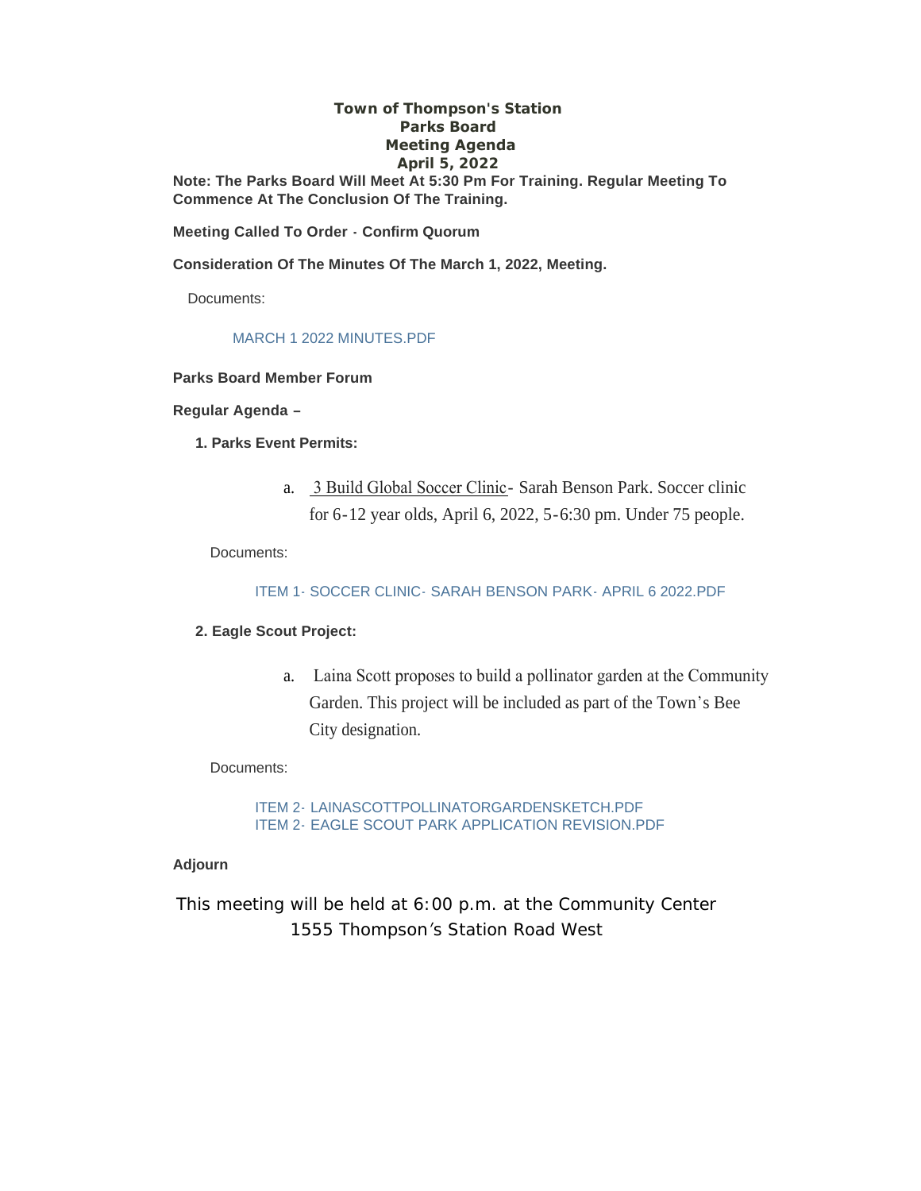# Town of Thompson's Station
## Parks Board
## Meeting Agenda
## April 5, 2022

**Note: The Parks Board Will Meet At 5:30 Pm For Training. Regular Meeting To Commence At The Conclusion Of The Training.**

**Meeting Called To Order - Confirm Quorum**

**Consideration Of The Minutes Of The March 1, 2022, Meeting.**

Documents:

MARCH 1 2022 MINUTES.PDF

**Parks Board Member Forum**

**Regular Agenda –**

**1. Parks Event Permits:**

a. 3 Build Global Soccer Clinic- Sarah Benson Park. Soccer clinic for 6-12 year olds, April 6, 2022, 5-6:30 pm. Under 75 people.

Documents:

ITEM 1- SOCCER CLINIC- SARAH BENSON PARK- APRIL 6 2022.PDF

**2. Eagle Scout Project:**

a. Laina Scott proposes to build a pollinator garden at the Community Garden. This project will be included as part of the Town's Bee City designation.

Documents:

ITEM 2- LAINASCOTTPOLLINATORGARDENSKETCH.PDF
ITEM 2- EAGLE SCOUT PARK APPLICATION REVISION.PDF

**Adjourn**

This meeting will be held at 6:00 p.m. at the Community Center
1555 Thompson's Station Road West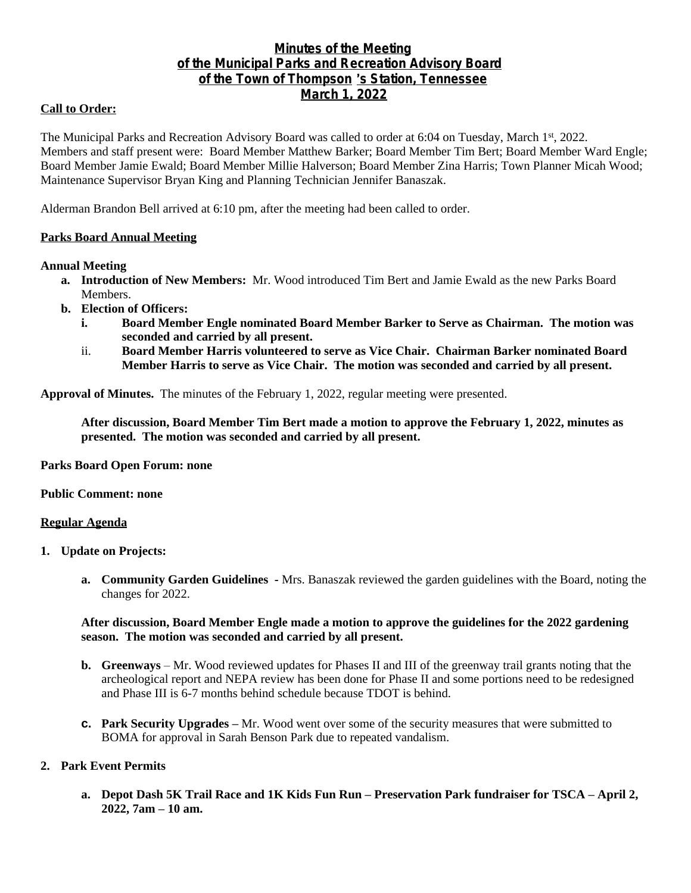# Minutes of the Meeting of the Municipal Parks and Recreation Advisory Board of the Town of Thompson's Station, Tennessee March 1, 2022

**Call to Order:**

The Municipal Parks and Recreation Advisory Board was called to order at 6:04 on Tuesday, March 1st, 2022. Members and staff present were: Board Member Matthew Barker; Board Member Tim Bert; Board Member Ward Engle; Board Member Jamie Ewald; Board Member Millie Halverson; Board Member Zina Harris; Town Planner Micah Wood; Maintenance Supervisor Bryan King and Planning Technician Jennifer Banaszak.

Alderman Brandon Bell arrived at 6:10 pm, after the meeting had been called to order.

**Parks Board Annual Meeting**

**Annual Meeting**

- **a. Introduction of New Members:** Mr. Wood introduced Tim Bert and Jamie Ewald as the new Parks Board Members.
- **b. Election of Officers:**
  - **i. Board Member Engle nominated Board Member Barker to Serve as Chairman. The motion was seconded and carried by all present.**
  - ii. **Board Member Harris volunteered to serve as Vice Chair. Chairman Barker nominated Board Member Harris to serve as Vice Chair. The motion was seconded and carried by all present.**

**Approval of Minutes.** The minutes of the February 1, 2022, regular meeting were presented.

> **After discussion, Board Member Tim Bert made a motion to approve the February 1, 2022, minutes as presented. The motion was seconded and carried by all present.**

**Parks Board Open Forum: none**

**Public Comment: none**

**Regular Agenda**

**1. Update on Projects:**

- **a. Community Garden Guidelines** - Mrs. Banaszak reviewed the garden guidelines with the Board, noting the changes for 2022.

  **After discussion, Board Member Engle made a motion to approve the guidelines for the 2022 gardening season. The motion was seconded and carried by all present.**

- **b. Greenways** – Mr. Wood reviewed updates for Phases II and III of the greenway trail grants noting that the archeological report and NEPA review has been done for Phase II and some portions need to be redesigned and Phase III is 6-7 months behind schedule because TDOT is behind.

- **c. Park Security Upgrades –** Mr. Wood went over some of the security measures that were submitted to BOMA for approval in Sarah Benson Park due to repeated vandalism.

**2. Park Event Permits**

- **a. Depot Dash 5K Trail Race and 1K Kids Fun Run – Preservation Park fundraiser for TSCA – April 2, 2022, 7am – 10 am.**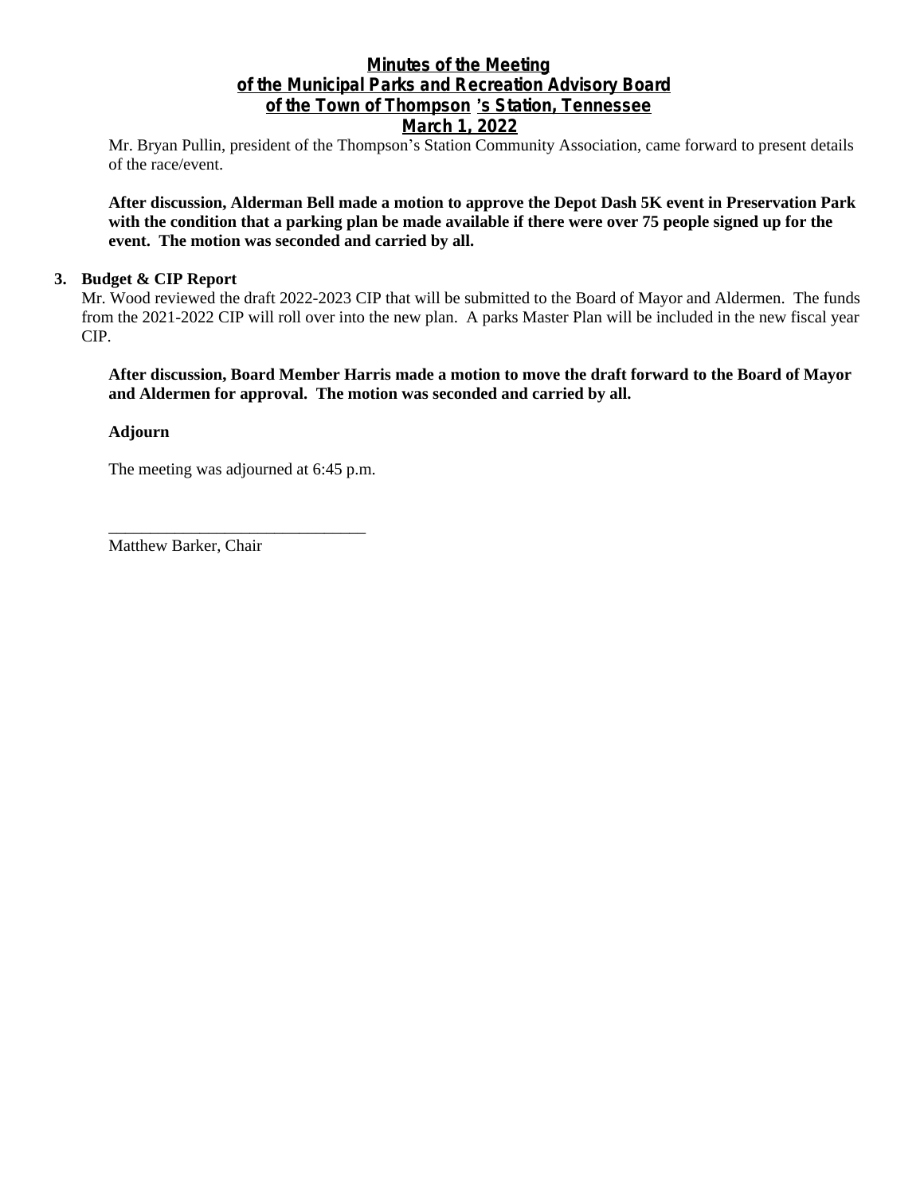Mr. Bryan Pullin, president of the Thompson's Station Community Association, came forward to present details of the race/event.

**After discussion, Alderman Bell made a motion to approve the Depot Dash 5K event in Preservation Park with the condition that a parking plan be made available if there were over 75 people signed up for the event. The motion was seconded and carried by all.**

3. **Budget & CIP Report**

Mr. Wood reviewed the draft 2022-2023 CIP that will be submitted to the Board of Mayor and Aldermen. The funds from the 2021-2022 CIP will roll over into the new plan. A parks Master Plan will be included in the new fiscal year CIP.

**After discussion, Board Member Harris made a motion to move the draft forward to the Board of Mayor and Aldermen for approval. The motion was seconded and carried by all.**

**Adjourn**

The meeting was adjourned at 6:45 p.m.

\_\_\_\_\_\_\_\_\_\_\_\_\_\_\_\_\_\_\_\_\_\_\_\_\_\_\_\_\_\_

Matthew Barker, Chair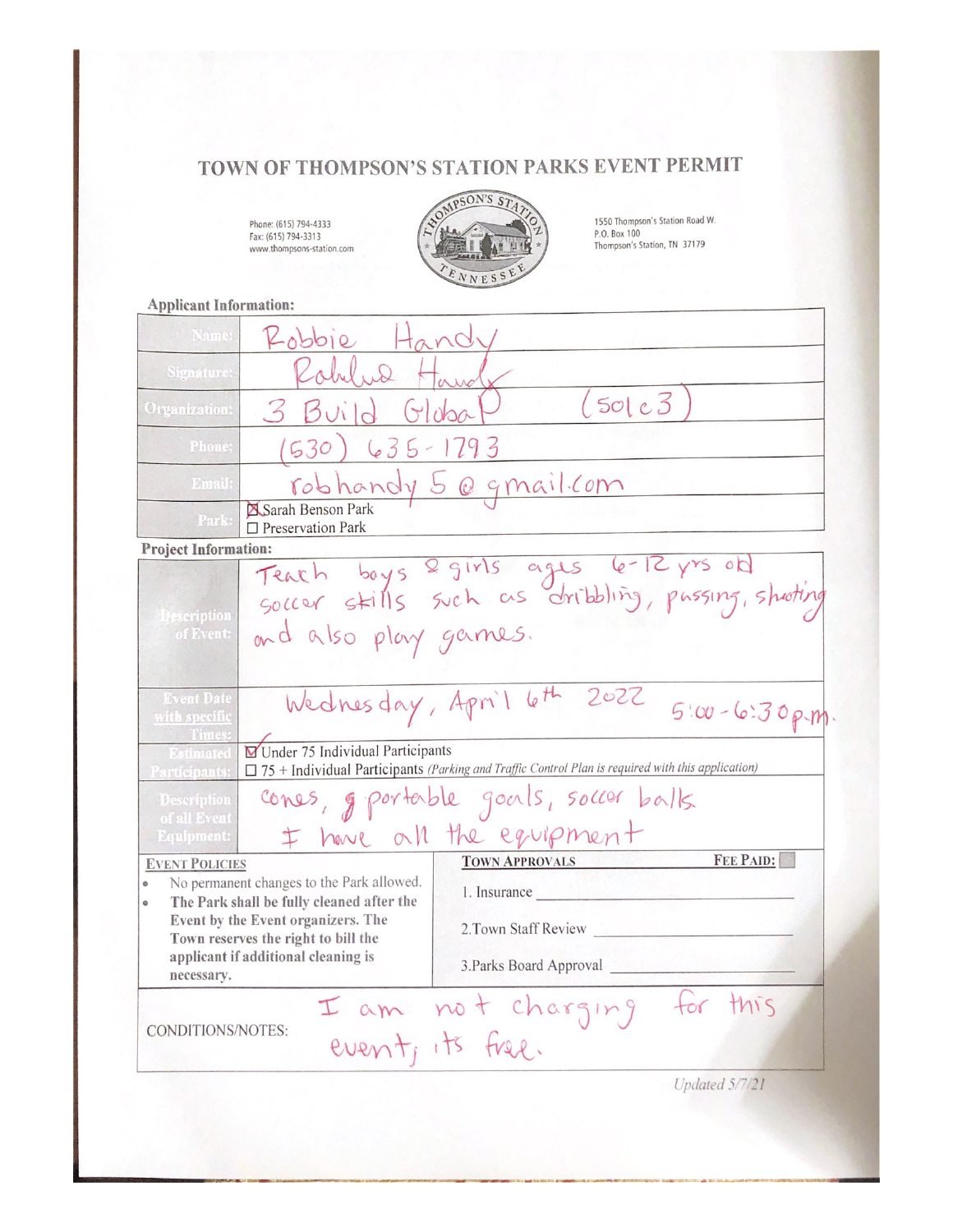# TOWN OF THOMPSON'S STATION PARKS EVENT PERMIT

Phone: (615) 794-4333
Fax: (615) 794-3313
www.thompsons-station.com

1550 Thompson's Station Road W.
P.O. Box 100
Thompson's Station, TN 37179

**Applicant Information:**

| | |
|---|---|
| **Name:** | Robbie Handy |
| **Signature:** | Robbie Handy |
| **Organization:** | 3 Build Global (501c3) |
| **Phone:** | (530) 635-1793 |
| **Email:** | robhandy5@gmail.com |
| **Park:** | ☒ Sarah Benson Park<br>☐ Preservation Park |

**Project Information:**

| | |
|---|---|
| **Description of Event:** | Teach boys & girls ages 6-12 yrs old soccer skills such as dribbling, passing, shooting and also play games. |
| **Event Date with specific Times:** | Wednesday, April 6th 2022 5:00-6:30 p.m. |
| **Estimated Participants:** | ☒ Under 75 Individual Participants<br>☐ 75 + Individual Participants *(Parking and Traffic Control Plan is required with this application)* |
| **Description of all Event Equipment:** | cones, portable goals, soccer balls<br>I have all the equipment |

| EVENT POLICIES | TOWN APPROVALS &nbsp;&nbsp;&nbsp; FEE PAID: ☐ |
|---|---|
| • No permanent changes to the Park allowed.<br>• **The Park shall be fully cleaned after the Event by the Event organizers. The Town reserves the right to bill the applicant if additional cleaning is necessary.** | 1. Insurance ______<br>2. Town Staff Review ______<br>3. Parks Board Approval ______ |

CONDITIONS/NOTES: I am not charging for this event, its free.

*Updated 5/7/21*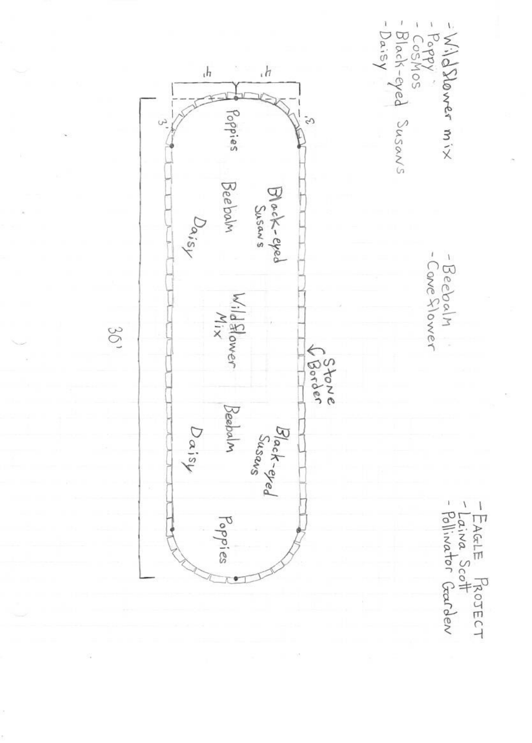- Wildflower mix
- Poppy
- Cosmos
- Black-eyed Susans
- Daisy

- Beebalm
- Coneflower

- EAGLE PROJECT
- Laina Scott
- Pollinator Garden

4'
4'
3'
3'

Poppies

Black-eyed Susans

Beebalm

Daisy

Wildflower Mix

Stone Border

Black-eyed Susans

Beebalm

Daisy

Poppies

36'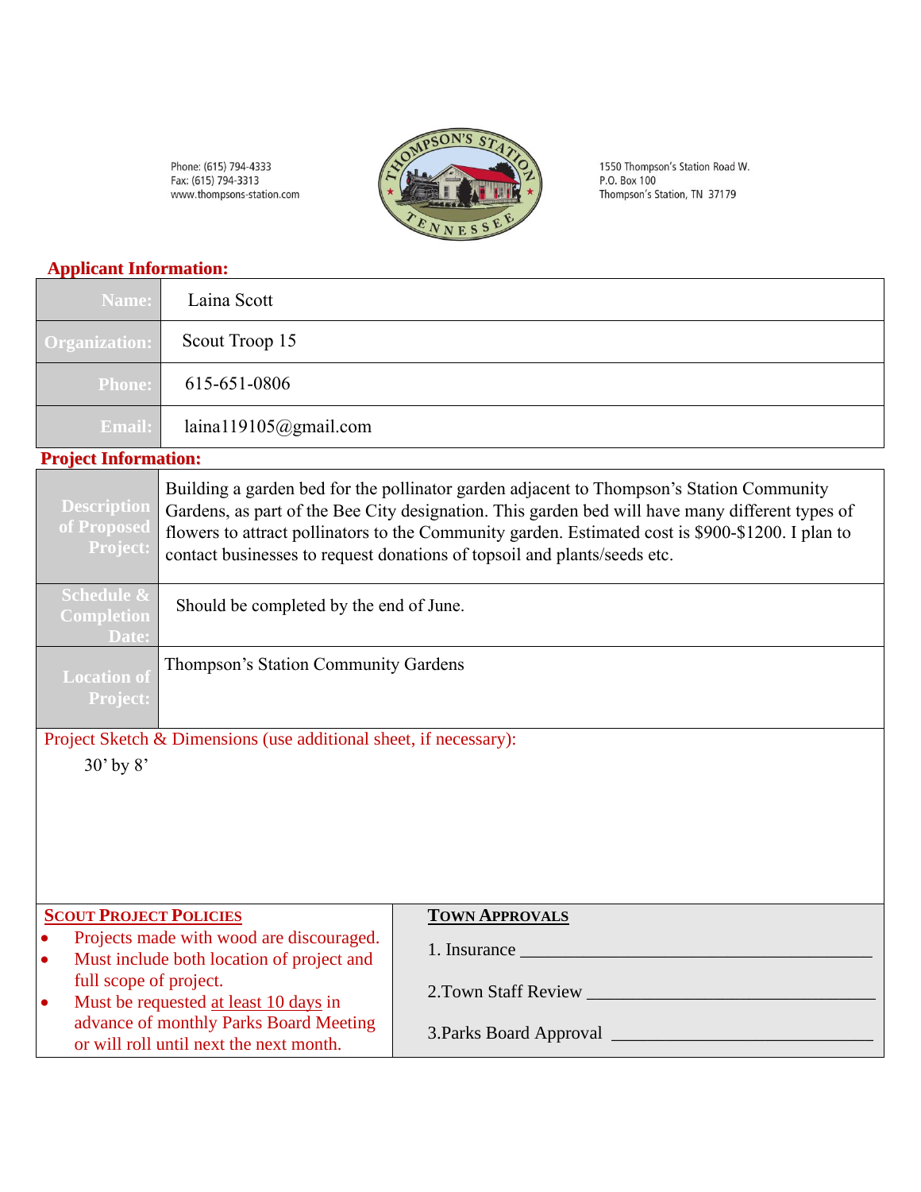Phone: (615) 794-4333
Fax: (615) 794-3313
www.thompsons-station.com

1550 Thompson's Station Road W.
P.O. Box 100
Thompson's Station, TN 37179

## Applicant Information:

| | |
|---|---|
| **Name:** | Laina Scott |
| **Organization:** | Scout Troop 15 |
| **Phone:** | 615-651-0806 |
| **Email:** | laina119105@gmail.com |

## Project Information:

| | |
|---|---|
| **Description of Proposed Project:** | Building a garden bed for the pollinator garden adjacent to Thompson's Station Community Gardens, as part of the Bee City designation. This garden bed will have many different types of flowers to attract pollinators to the Community garden. Estimated cost is $900-$1200. I plan to contact businesses to request donations of topsoil and plants/seeds etc. |
| **Schedule & Completion Date:** | Should be completed by the end of June. |
| **Location of Project:** | Thompson's Station Community Gardens |

Project Sketch & Dimensions (use additional sheet, if necessary):

30' by 8'

### Scout Project Policies

- Projects made with wood are discouraged.
- Must include both location of project and full scope of project.
- Must be requested at least 10 days in advance of monthly Parks Board Meeting or will roll until next the next month.

### Town Approvals

1. Insurance ______________________________

2. Town Staff Review ______________________________

3. Parks Board Approval ______________________________